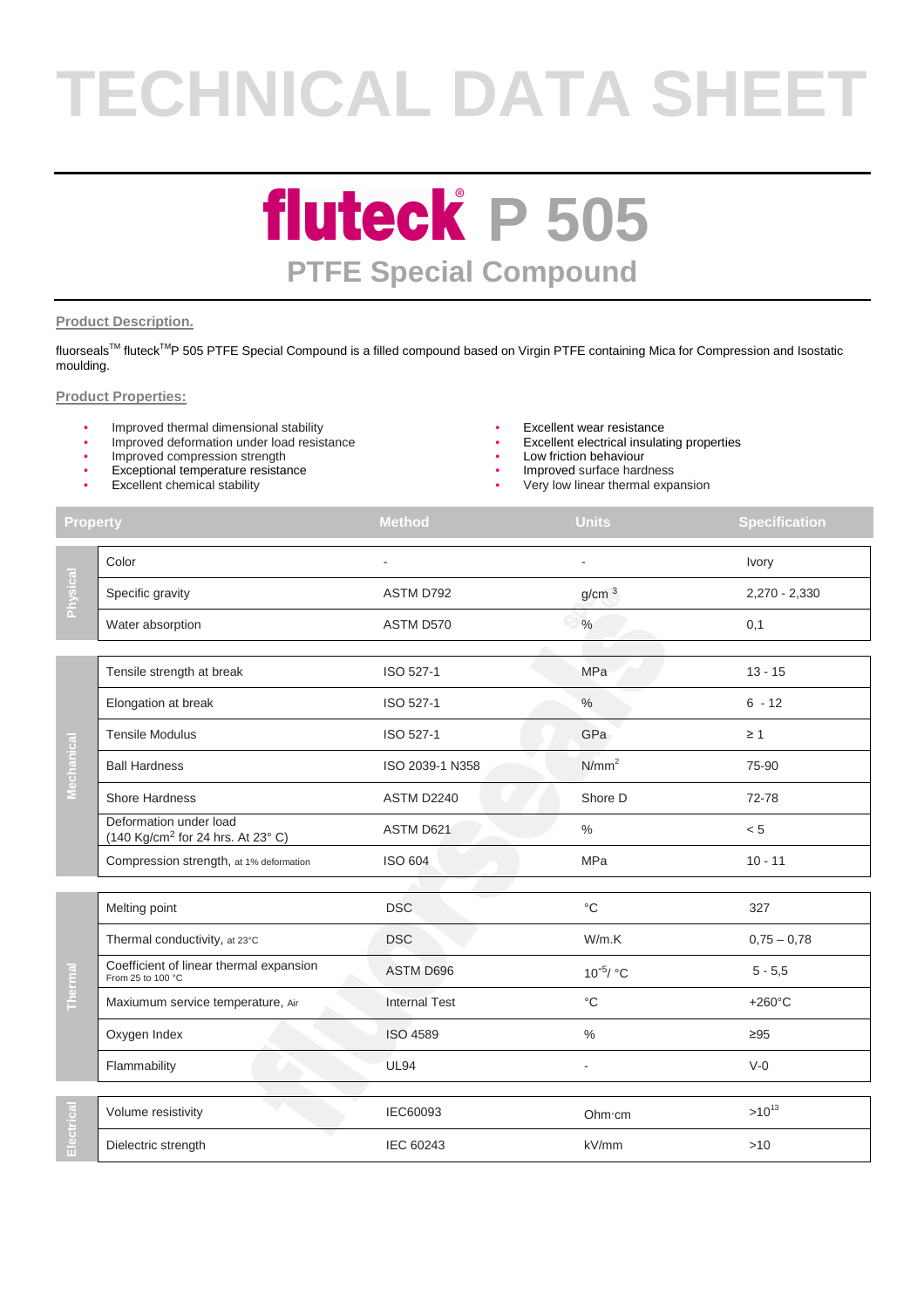# TECHNICAL DATA SHEET

## fluteck® P 505

### PTFE Special Compound

**Product Description.**

fluorseals™ fluteck™P 505 PTFE Special Compound is a filled compound based on Virgin PTFE containing Mica for Compression and Isostatic moulding.

**Product Properties:**

- Improved thermal dimensional stability
- Improved deformation under load resistance
- Improved compression strength
- Exceptional temperature resistance
- Excellent chemical stability
- Excellent wear resistance
- Excellent electrical insulating properties
- Low friction behaviour
- Improved surface hardness
- Very low linear thermal expansion

| | Property | Method | Units | Specification |
|---|---|---|---|---|
| Physical | Color | - | - | Ivory |
| | Specific gravity | ASTM D792 | $g/cm^3$ | 2,270 - 2,330 |
| | Water absorption | ASTM D570 | % | 0,1 |
| Mechanical | Tensile strength at break | ISO 527-1 | MPa | 13 - 15 |
| | Elongation at break | ISO 527-1 | % | 6 - 12 |
| | Tensile Modulus | ISO 527-1 | GPa | ≥ 1 |
| | Ball Hardness | ISO 2039-1 N358 | $N/mm^2$ | 75-90 |
| | Shore Hardness | ASTM D2240 | Shore D | 72-78 |
| | Deformation under load (140 $Kg/cm^2$ for 24 hrs. At 23° C) | ASTM D621 | % | < 5 |
| | Compression strength, at 1% deformation | ISO 604 | MPa | 10 - 11 |
| Thermal | Melting point | DSC | °C | 327 |
| | Thermal conductivity, at 23°C | DSC | W/m.K | 0,75 – 0,78 |
| | Coefficient of linear thermal expansion From 25 to 100 °C | ASTM D696 | $10^{-5}$/ °C | 5 - 5,5 |
| | Maxiumum service temperature, Air | Internal Test | °C | +260°C |
| | Oxygen Index | ISO 4589 | % | ≥95 |
| | Flammability | UL94 | - | V-0 |
| Electrical | Volume resistivity | IEC60093 | Ohm·cm | $>10^{13}$ |
| | Dielectric strength | IEC 60243 | kV/mm | >10 |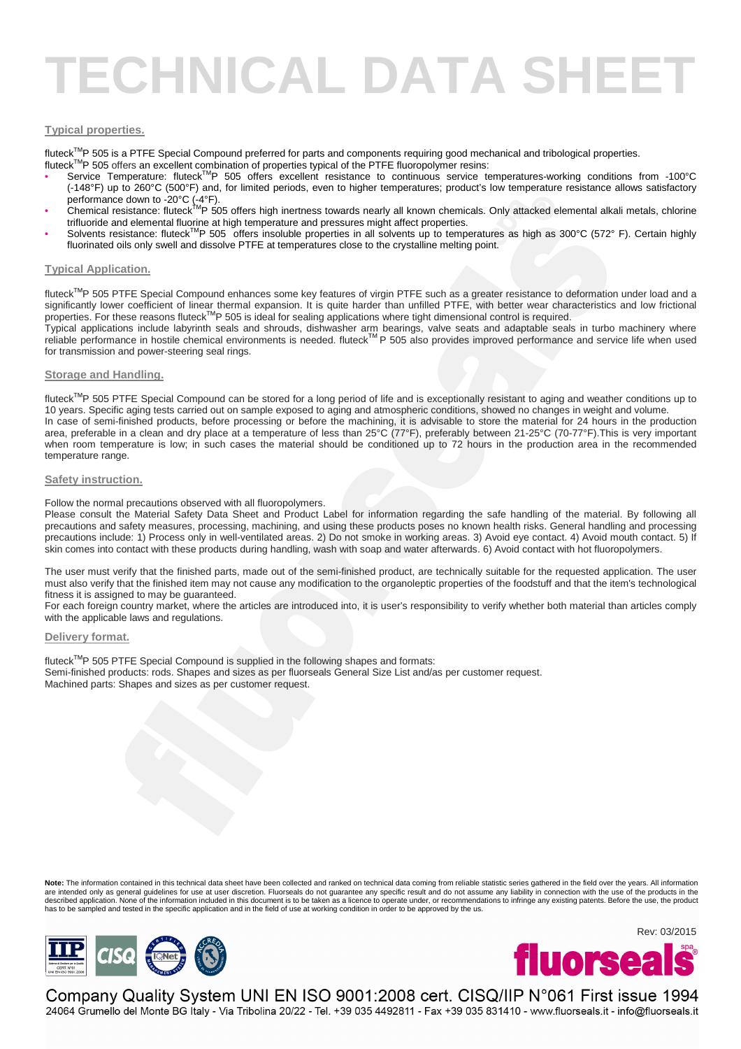# TECHNICAL DATA SHEET

## Typical properties.

fluteck™P 505 is a PTFE Special Compound preferred for parts and components requiring good mechanical and tribological properties.
fluteck™P 505 offers an excellent combination of properties typical of the PTFE fluoropolymer resins:

- Service Temperature: fluteck™P 505 offers excellent resistance to continuous service temperatures-working conditions from -100°C (-148°F) up to 260°C (500°F) and, for limited periods, even to higher temperatures; product's low temperature resistance allows satisfactory performance down to -20°C (-4°F).
- Chemical resistance: fluteck™P 505 offers high inertness towards nearly all known chemicals. Only attacked elemental alkali metals, chlorine trifluoride and elemental fluorine at high temperature and pressures might affect properties.
- Solvents resistance: fluteck™P 505 offers insoluble properties in all solvents up to temperatures as high as 300°C (572° F). Certain highly fluorinated oils only swell and dissolve PTFE at temperatures close to the crystalline melting point.

## Typical Application.

fluteck™P 505 PTFE Special Compound enhances some key features of virgin PTFE such as a greater resistance to deformation under load and a significantly lower coefficient of linear thermal expansion. It is quite harder than unfilled PTFE, with better wear characteristics and low frictional properties. For these reasons fluteck™P 505 is ideal for sealing applications where tight dimensional control is required.
Typical applications include labyrinth seals and shrouds, dishwasher arm bearings, valve seats and adaptable seals in turbo machinery where reliable performance in hostile chemical environments is needed. fluteck™ P 505 also provides improved performance and service life when used for transmission and power-steering seal rings.

## Storage and Handling.

fluteck™P 505 PTFE Special Compound can be stored for a long period of life and is exceptionally resistant to aging and weather conditions up to 10 years. Specific aging tests carried out on sample exposed to aging and atmospheric conditions, showed no changes in weight and volume.
In case of semi-finished products, before processing or before the machining, it is advisable to store the material for 24 hours in the production area, preferable in a clean and dry place at a temperature of less than 25°C (77°F), preferably between 21-25°C (70-77°F).This is very important when room temperature is low; in such cases the material should be conditioned up to 72 hours in the production area in the recommended temperature range.

## Safety instruction.

Follow the normal precautions observed with all fluoropolymers.
Please consult the Material Safety Data Sheet and Product Label for information regarding the safe handling of the material. By following all precautions and safety measures, processing, machining, and using these products poses no known health risks. General handling and processing precautions include: 1) Process only in well-ventilated areas. 2) Do not smoke in working areas. 3) Avoid eye contact. 4) Avoid mouth contact. 5) If skin comes into contact with these products during handling, wash with soap and water afterwards. 6) Avoid contact with hot fluoropolymers.

The user must verify that the finished parts, made out of the semi-finished product, are technically suitable for the requested application. The user must also verify that the finished item may not cause any modification to the organoleptic properties of the foodstuff and that the item's technological fitness it is assigned to may be guaranteed.
For each foreign country market, where the articles are introduced into, it is user's responsibility to verify whether both material than articles comply with the applicable laws and regulations.

## Delivery format.

fluteck™P 505 PTFE Special Compound is supplied in the following shapes and formats:
Semi-finished products: rods. Shapes and sizes as per fluorseals General Size List and/as per customer request.
Machined parts: Shapes and sizes as per customer request.

**Note:** The information contained in this technical data sheet have been collected and ranked on technical data coming from reliable statistic series gathered in the field over the years. All information are intended only as general guidelines for use at user discretion. Fluorseals do not guarantee any specific result and do not assume any liability in connection with the use of the products in the described application. None of the information included in this document is to be taken as a licence to operate under, or recommendations to infringe any existing patents. Before the use, the product has to be sampled and tested in the specific application and in the field of use at working condition in order to be approved by the us.

Rev: 03/2015

fluorseals spa

Company Quality System UNI EN ISO 9001:2008 cert. CISQ/IIP N°061 First issue 1994
24064 Grumello del Monte BG Italy - Via Tribolina 20/22 - Tel. +39 035 4492811 - Fax +39 035 831410 - www.fluorseals.it - info@fluorseals.it